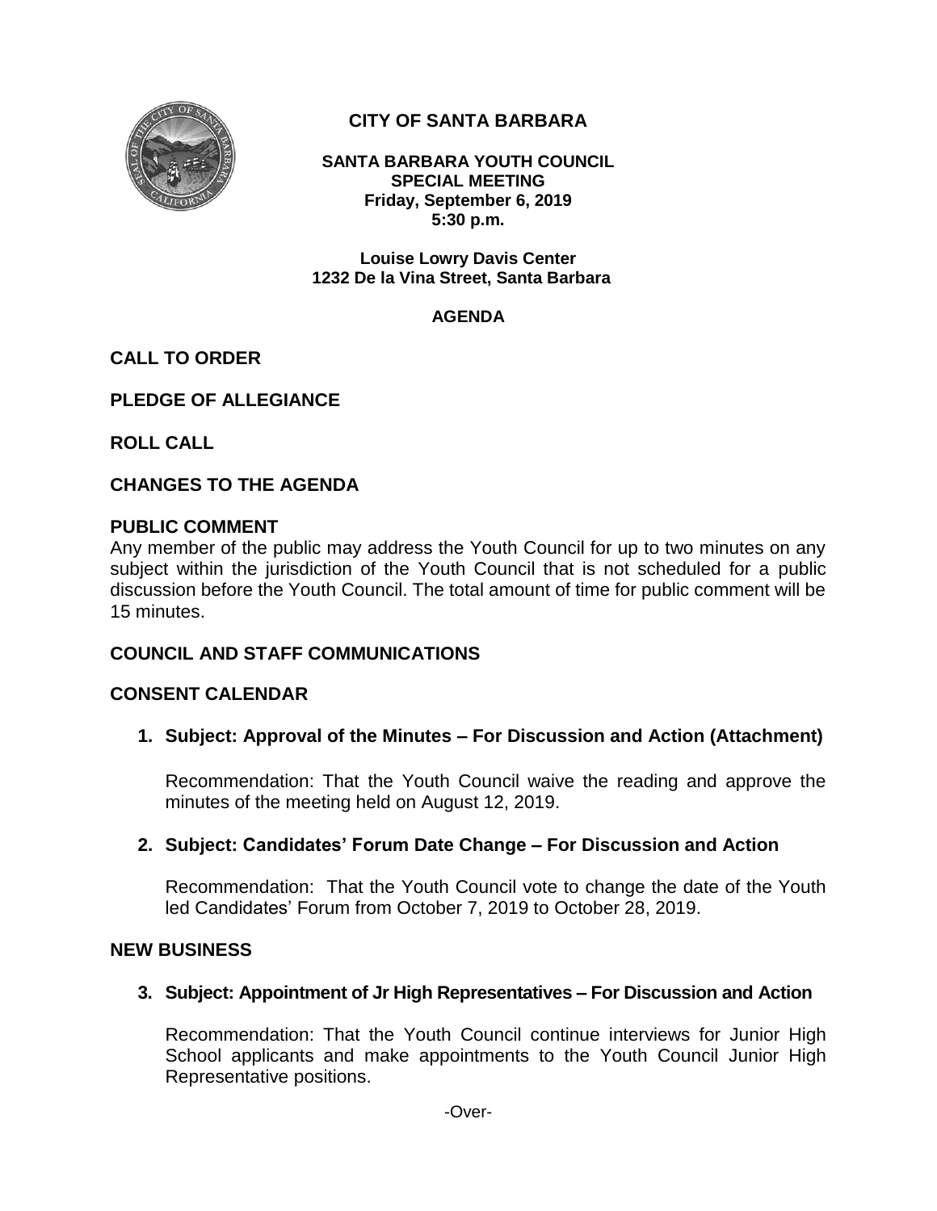# CITY OF SANTA BARBARA

**SANTA BARBARA YOUTH COUNCIL**
**SPECIAL MEETING**
**Friday, September 6, 2019**
**5:30 p.m.**

**Louise Lowry Davis Center**
**1232 De la Vina Street, Santa Barbara**

**AGENDA**

## CALL TO ORDER

## PLEDGE OF ALLEGIANCE

## ROLL CALL

## CHANGES TO THE AGENDA

## PUBLIC COMMENT

Any member of the public may address the Youth Council for up to two minutes on any subject within the jurisdiction of the Youth Council that is not scheduled for a public discussion before the Youth Council. The total amount of time for public comment will be 15 minutes.

## COUNCIL AND STAFF COMMUNICATIONS

## CONSENT CALENDAR

1. **Subject: Approval of the Minutes – For Discussion and Action (Attachment)**

   Recommendation: That the Youth Council waive the reading and approve the minutes of the meeting held on August 12, 2019.

2. **Subject: Candidates' Forum Date Change – For Discussion and Action**

   Recommendation: That the Youth Council vote to change the date of the Youth led Candidates' Forum from October 7, 2019 to October 28, 2019.

## NEW BUSINESS

3. **Subject: Appointment of Jr High Representatives – For Discussion and Action**

   Recommendation: That the Youth Council continue interviews for Junior High School applicants and make appointments to the Youth Council Junior High Representative positions.

-Over-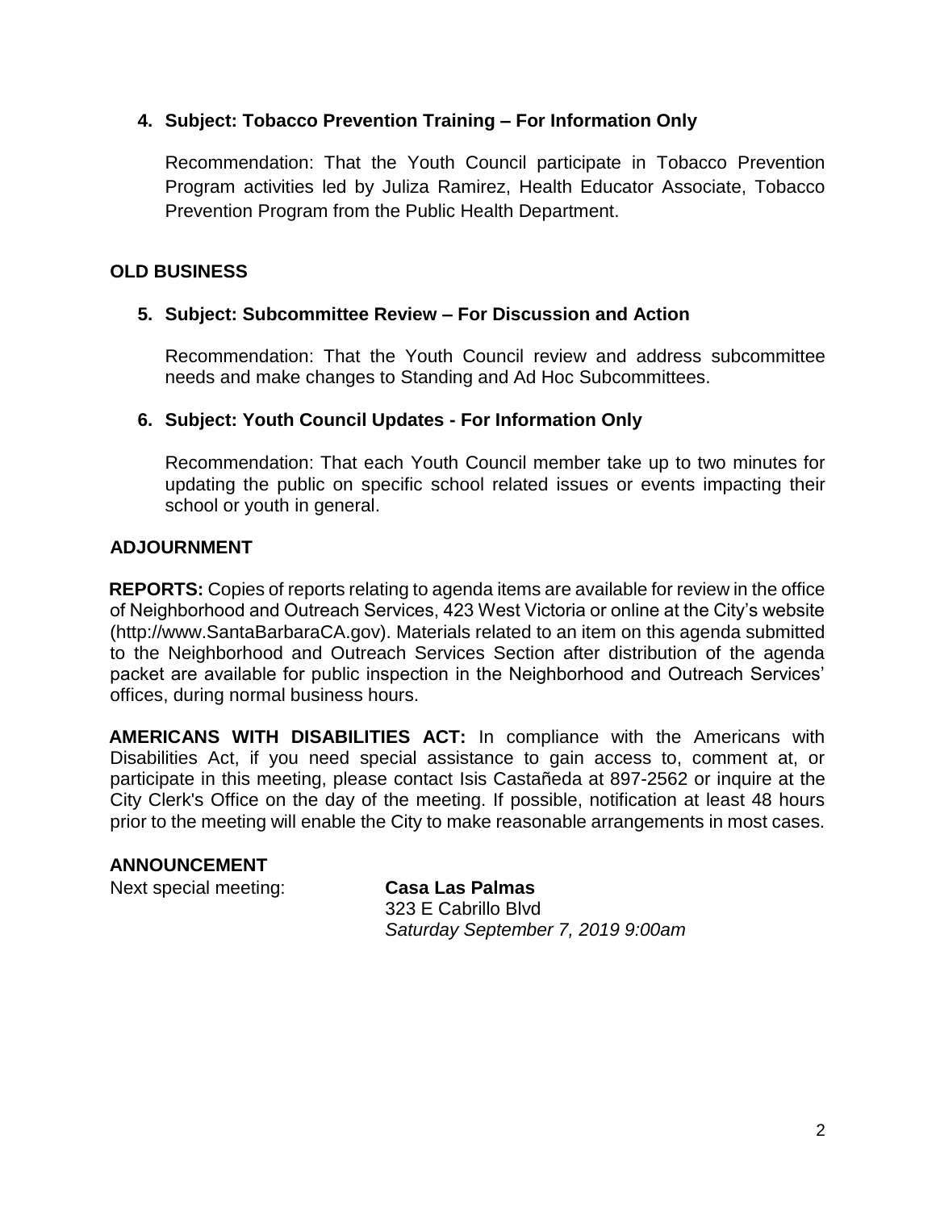**4. Subject: Tobacco Prevention Training – For Information Only**

Recommendation: That the Youth Council participate in Tobacco Prevention Program activities led by Juliza Ramirez, Health Educator Associate, Tobacco Prevention Program from the Public Health Department.

## OLD BUSINESS

**5. Subject: Subcommittee Review – For Discussion and Action**

Recommendation: That the Youth Council review and address subcommittee needs and make changes to Standing and Ad Hoc Subcommittees.

**6. Subject: Youth Council Updates - For Information Only**

Recommendation: That each Youth Council member take up to two minutes for updating the public on specific school related issues or events impacting their school or youth in general.

## ADJOURNMENT

**REPORTS:** Copies of reports relating to agenda items are available for review in the office of Neighborhood and Outreach Services, 423 West Victoria or online at the City's website (http://www.SantaBarbaraCA.gov). Materials related to an item on this agenda submitted to the Neighborhood and Outreach Services Section after distribution of the agenda packet are available for public inspection in the Neighborhood and Outreach Services' offices, during normal business hours.

**AMERICANS WITH DISABILITIES ACT:** In compliance with the Americans with Disabilities Act, if you need special assistance to gain access to, comment at, or participate in this meeting, please contact Isis Castañeda at 897-2562 or inquire at the City Clerk's Office on the day of the meeting. If possible, notification at least 48 hours prior to the meeting will enable the City to make reasonable arrangements in most cases.

## ANNOUNCEMENT

Next special meeting: **Casa Las Palmas**
323 E Cabrillo Blvd
*Saturday September 7, 2019 9:00am*